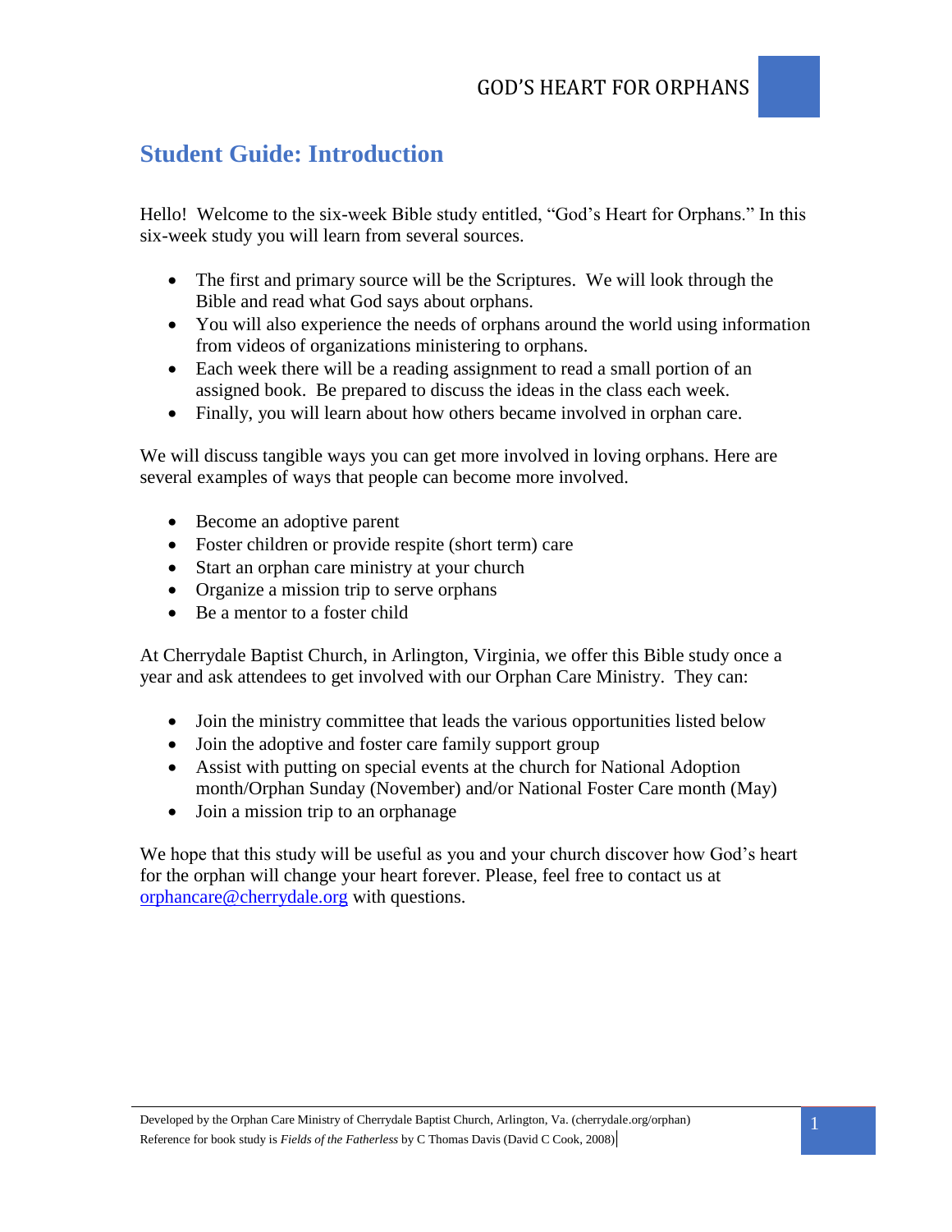# Student Guide: Introduction

Hello! Welcome to the six-week Bible study entitled, "God's Heart for Orphans." In this six-week study you will learn from several sources.

- The first and primary source will be the Scriptures. We will look through the Bible and read what God says about orphans.
- You will also experience the needs of orphans around the world using information from videos of organizations ministering to orphans.
- Each week there will be a reading assignment to read a small portion of an assigned book. Be prepared to discuss the ideas in the class each week.
- Finally, you will learn about how others became involved in orphan care.

We will discuss tangible ways you can get more involved in loving orphans. Here are several examples of ways that people can become more involved.

- Become an adoptive parent
- Foster children or provide respite (short term) care
- Start an orphan care ministry at your church
- Organize a mission trip to serve orphans
- Be a mentor to a foster child

At Cherrydale Baptist Church, in Arlington, Virginia, we offer this Bible study once a year and ask attendees to get involved with our Orphan Care Ministry. They can:

- Join the ministry committee that leads the various opportunities listed below
- Join the adoptive and foster care family support group
- Assist with putting on special events at the church for National Adoption month/Orphan Sunday (November) and/or National Foster Care month (May)
- Join a mission trip to an orphanage

We hope that this study will be useful as you and your church discover how God's heart for the orphan will change your heart forever. Please, feel free to contact us at orphancare@cherrydale.org with questions.

Developed by the Orphan Care Ministry of Cherrydale Baptist Church, Arlington, Va. (cherrydale.org/orphan)
Reference for book study is *Fields of the Fatherless* by C Thomas Davis (David C Cook, 2008)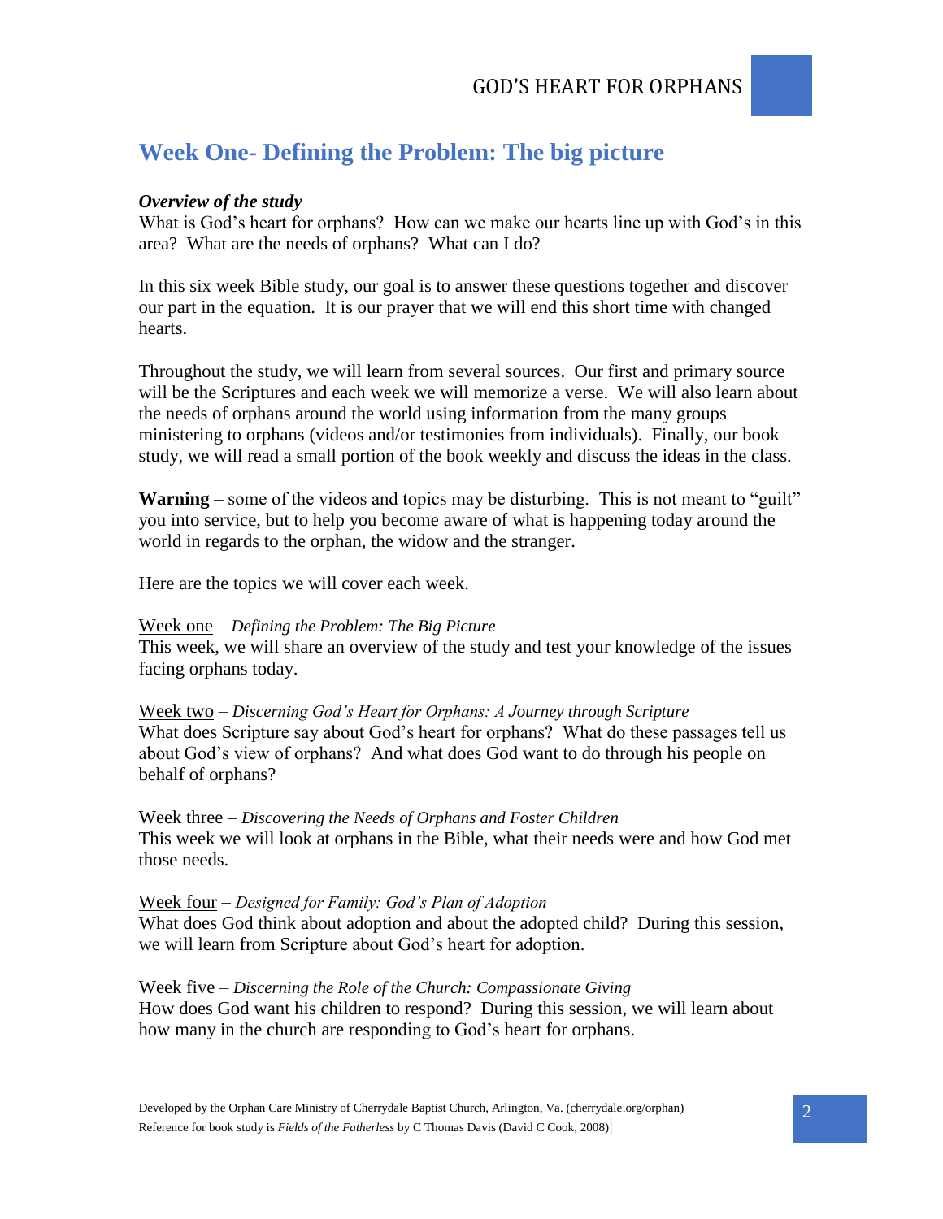# Week One- Defining the Problem: The big picture

***Overview of the study***

What is God's heart for orphans? How can we make our hearts line up with God's in this area? What are the needs of orphans? What can I do?

In this six week Bible study, our goal is to answer these questions together and discover our part in the equation. It is our prayer that we will end this short time with changed hearts.

Throughout the study, we will learn from several sources. Our first and primary source will be the Scriptures and each week we will memorize a verse. We will also learn about the needs of orphans around the world using information from the many groups ministering to orphans (videos and/or testimonies from individuals). Finally, our book study, we will read a small portion of the book weekly and discuss the ideas in the class.

**Warning** – some of the videos and topics may be disturbing. This is not meant to "guilt" you into service, but to help you become aware of what is happening today around the world in regards to the orphan, the widow and the stranger.

Here are the topics we will cover each week.

<u>Week one</u> – *Defining the Problem: The Big Picture*
This week, we will share an overview of the study and test your knowledge of the issues facing orphans today.

<u>Week two</u> – *Discerning God's Heart for Orphans: A Journey through Scripture*
What does Scripture say about God's heart for orphans? What do these passages tell us about God's view of orphans? And what does God want to do through his people on behalf of orphans?

<u>Week three</u> – *Discovering the Needs of Orphans and Foster Children*
This week we will look at orphans in the Bible, what their needs were and how God met those needs.

<u>Week four</u> – *Designed for Family: God's Plan of Adoption*
What does God think about adoption and about the adopted child? During this session, we will learn from Scripture about God's heart for adoption.

<u>Week five</u> – *Discerning the Role of the Church: Compassionate Giving*
How does God want his children to respond? During this session, we will learn about how many in the church are responding to God's heart for orphans.

Developed by the Orphan Care Ministry of Cherrydale Baptist Church, Arlington, Va. (cherrydale.org/orphan)
Reference for book study is *Fields of the Fatherless* by C Thomas Davis (David C Cook, 2008)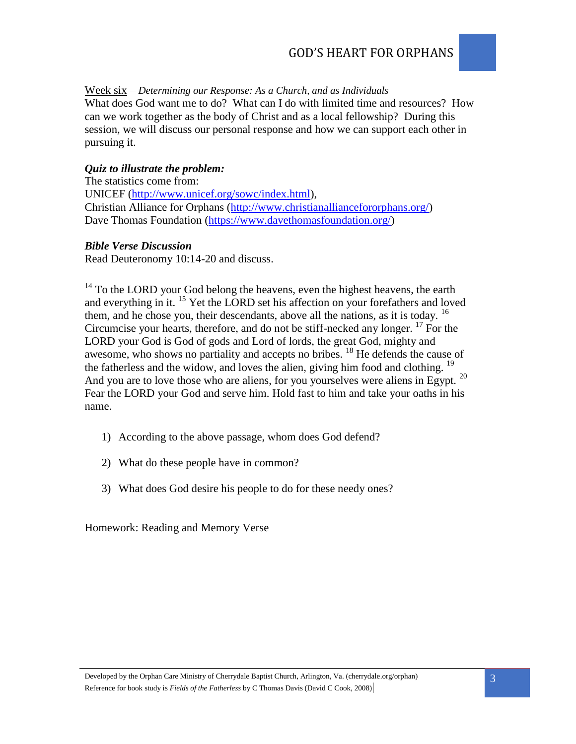Week six – *Determining our Response: As a Church, and as Individuals*

What does God want me to do? What can I do with limited time and resources? How can we work together as the body of Christ and as a local fellowship? During this session, we will discuss our personal response and how we can support each other in pursuing it.

***Quiz to illustrate the problem:***

The statistics come from:
UNICEF (http://www.unicef.org/sowc/index.html),
Christian Alliance for Orphans (http://www.christianalliancefororphans.org/)
Dave Thomas Foundation (https://www.davethomasfoundation.org/)

***Bible Verse Discussion***

Read Deuteronomy 10:14-20 and discuss.

[14] To the LORD your God belong the heavens, even the highest heavens, the earth and everything in it. [15] Yet the LORD set his affection on your forefathers and loved them, and he chose you, their descendants, above all the nations, as it is today. [16] Circumcise your hearts, therefore, and do not be stiff-necked any longer. [17] For the LORD your God is God of gods and Lord of lords, the great God, mighty and awesome, who shows no partiality and accepts no bribes. [18] He defends the cause of the fatherless and the widow, and loves the alien, giving him food and clothing. [19] And you are to love those who are aliens, for you yourselves were aliens in Egypt. [20] Fear the LORD your God and serve him. Hold fast to him and take your oaths in his name.

1) According to the above passage, whom does God defend?

2) What do these people have in common?

3) What does God desire his people to do for these needy ones?

Homework: Reading and Memory Verse

Developed by the Orphan Care Ministry of Cherrydale Baptist Church, Arlington, Va. (cherrydale.org/orphan)
Reference for book study is *Fields of the Fatherless* by C Thomas Davis (David C Cook, 2008)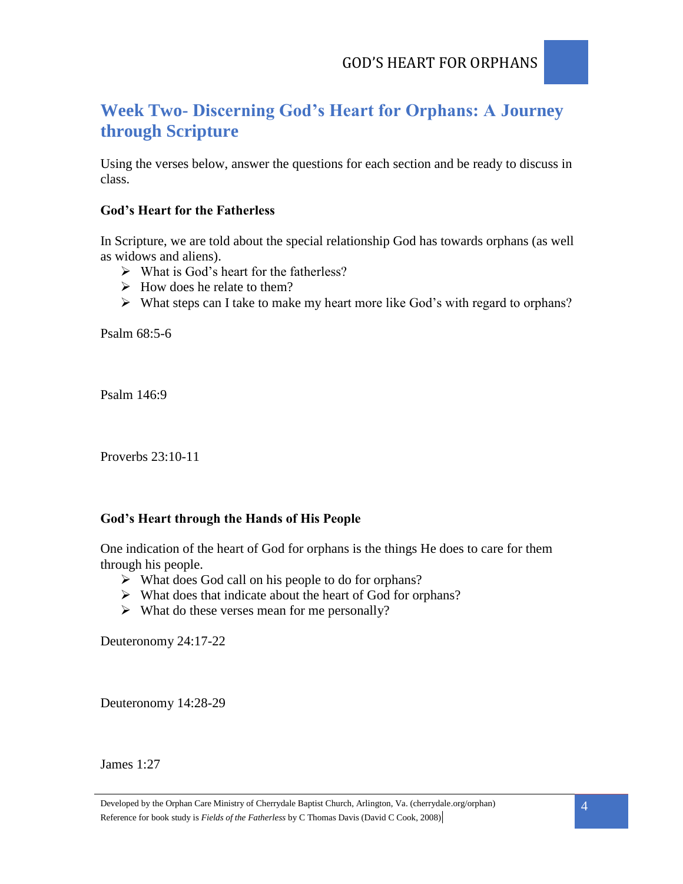## Week Two- Discerning God's Heart for Orphans: A Journey through Scripture

Using the verses below, answer the questions for each section and be ready to discuss in class.

**God's Heart for the Fatherless**

In Scripture, we are told about the special relationship God has towards orphans (as well as widows and aliens).

- What is God's heart for the fatherless?
- How does he relate to them?
- What steps can I take to make my heart more like God's with regard to orphans?

Psalm 68:5-6

Psalm 146:9

Proverbs 23:10-11

**God's Heart through the Hands of His People**

One indication of the heart of God for orphans is the things He does to care for them through his people.

- What does God call on his people to do for orphans?
- What does that indicate about the heart of God for orphans?
- What do these verses mean for me personally?

Deuteronomy 24:17-22

Deuteronomy 14:28-29

James 1:27

Developed by the Orphan Care Ministry of Cherrydale Baptist Church, Arlington, Va. (cherrydale.org/orphan)
Reference for book study is *Fields of the Fatherless* by C Thomas Davis (David C Cook, 2008)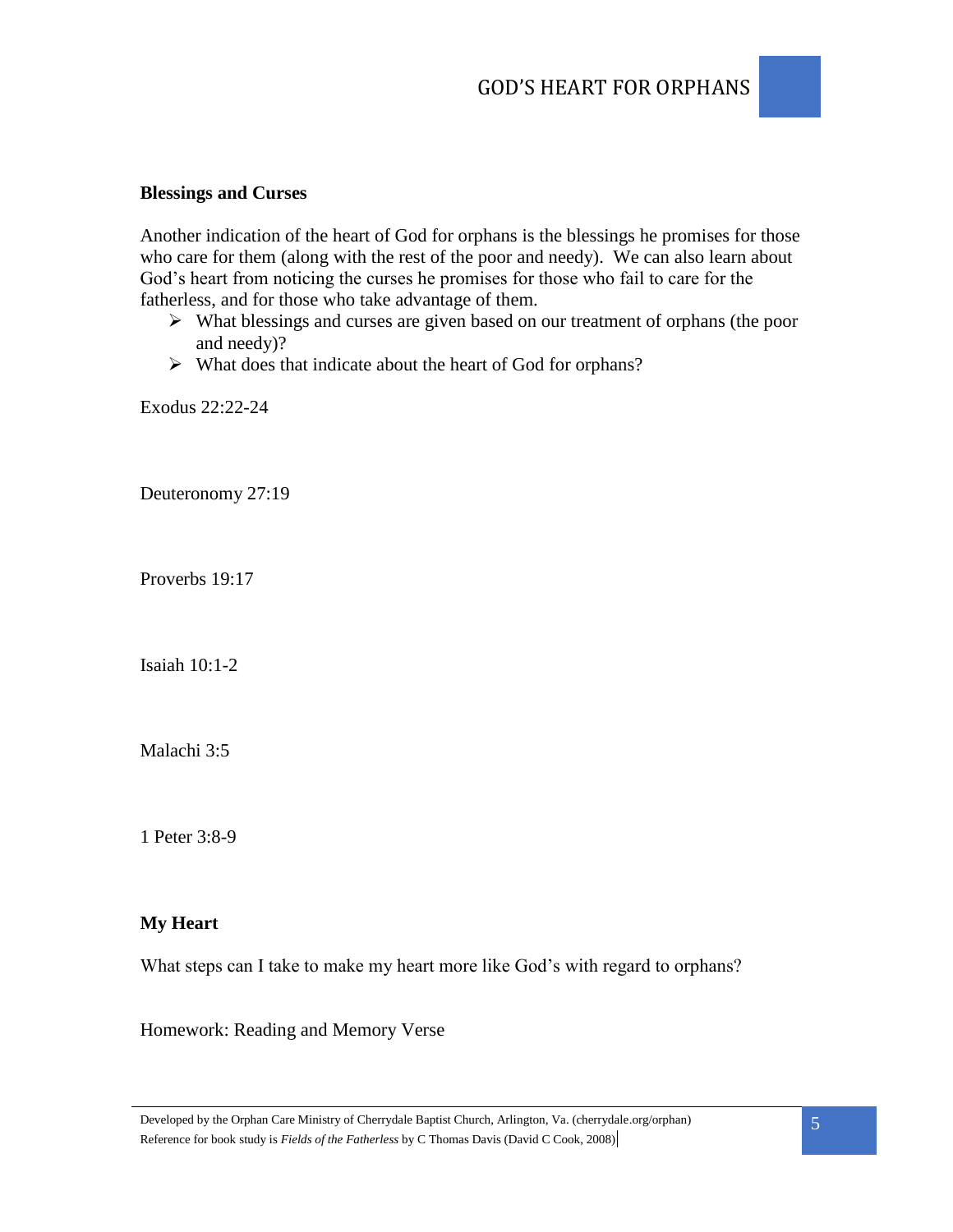**Blessings and Curses**

Another indication of the heart of God for orphans is the blessings he promises for those who care for them (along with the rest of the poor and needy). We can also learn about God's heart from noticing the curses he promises for those who fail to care for the fatherless, and for those who take advantage of them.

- What blessings and curses are given based on our treatment of orphans (the poor and needy)?
- What does that indicate about the heart of God for orphans?

Exodus 22:22-24

Deuteronomy 27:19

Proverbs 19:17

Isaiah 10:1-2

Malachi 3:5

1 Peter 3:8-9

**My Heart**

What steps can I take to make my heart more like God's with regard to orphans?

Homework: Reading and Memory Verse

Developed by the Orphan Care Ministry of Cherrydale Baptist Church, Arlington, Va. (cherrydale.org/orphan)
Reference for book study is *Fields of the Fatherless* by C Thomas Davis (David C Cook, 2008)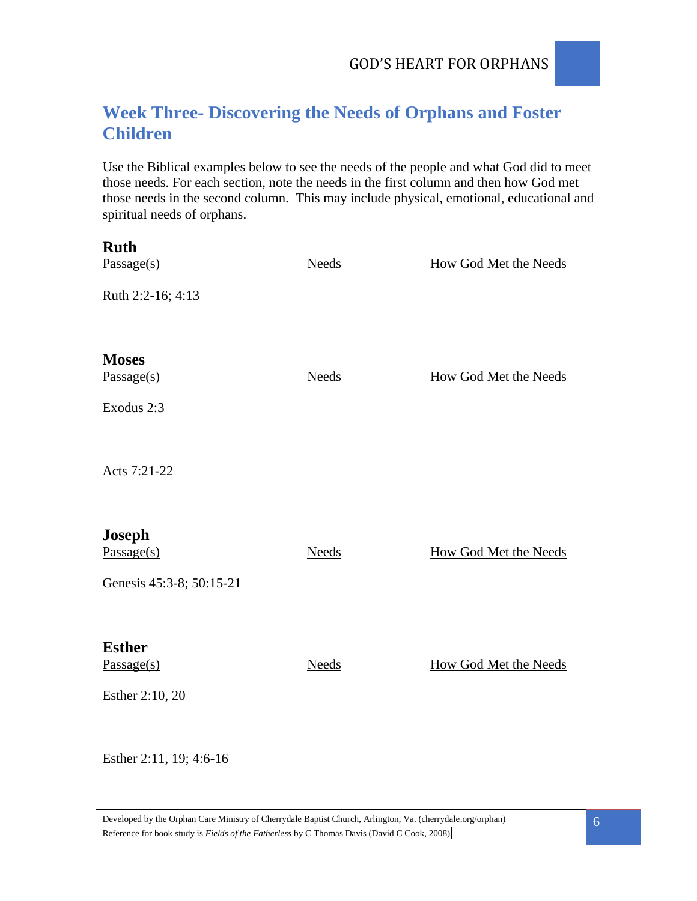## Week Three- Discovering the Needs of Orphans and Foster Children

Use the Biblical examples below to see the needs of the people and what God did to meet those needs. For each section, note the needs in the first column and then how God met those needs in the second column. This may include physical, emotional, educational and spiritual needs of orphans.

### Ruth

| Passage(s) | Needs | How God Met the Needs |
| --- | --- | --- |
| Ruth 2:2-16; 4:13 | | |

### Moses

| Passage(s) | Needs | How God Met the Needs |
| --- | --- | --- |
| Exodus 2:3 | | |
| Acts 7:21-22 | | |

### Joseph

| Passage(s) | Needs | How God Met the Needs |
| --- | --- | --- |
| Genesis 45:3-8; 50:15-21 | | |

### Esther

| Passage(s) | Needs | How God Met the Needs |
| --- | --- | --- |
| Esther 2:10, 20 | | |
| Esther 2:11, 19; 4:6-16 | | |

Developed by the Orphan Care Ministry of Cherrydale Baptist Church, Arlington, Va. (cherrydale.org/orphan)
Reference for book study is *Fields of the Fatherless* by C Thomas Davis (David C Cook, 2008)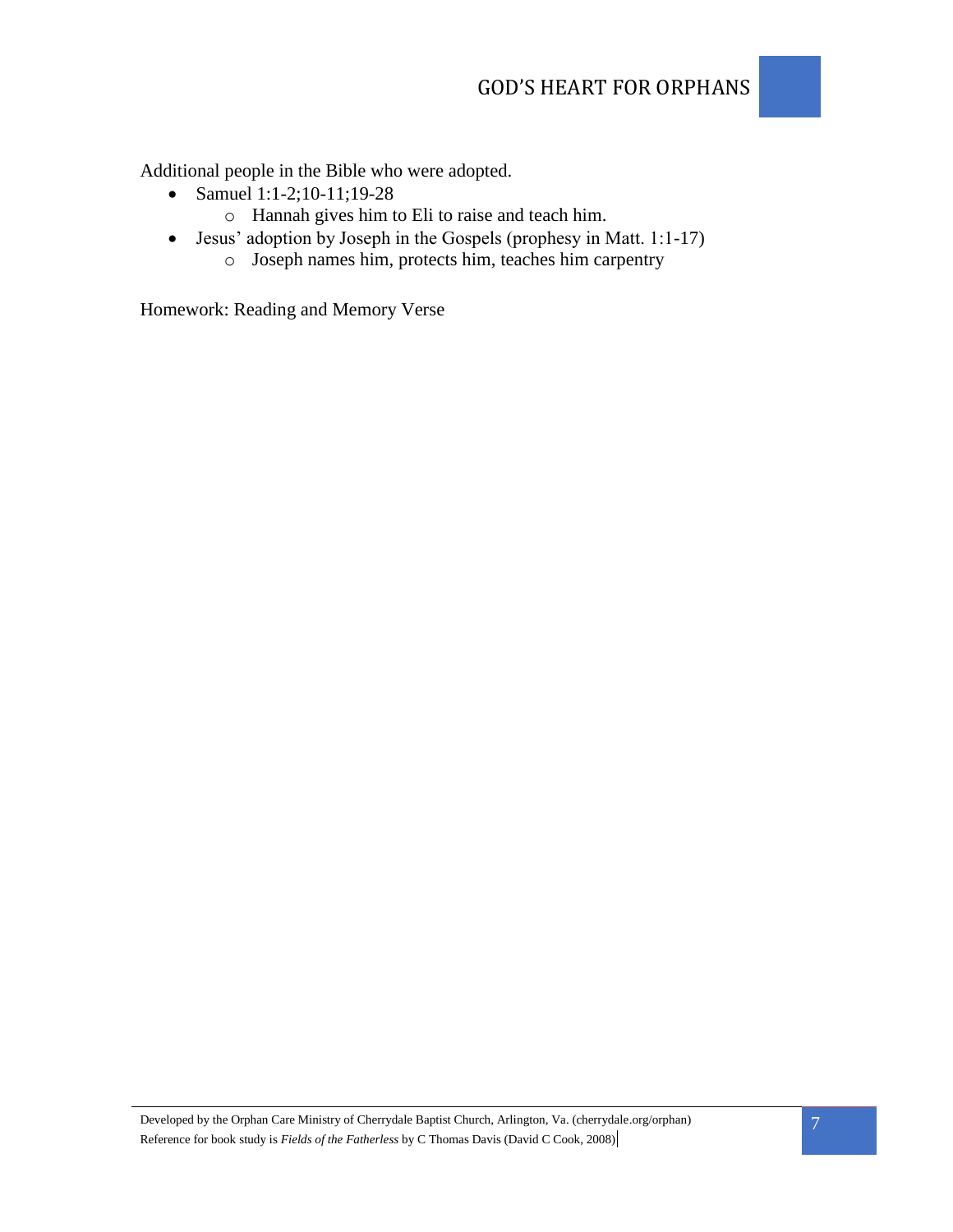Additional people in the Bible who were adopted.

- Samuel 1:1-2;10-11;19-28
  - Hannah gives him to Eli to raise and teach him.
- Jesus' adoption by Joseph in the Gospels (prophesy in Matt. 1:1-17)
  - Joseph names him, protects him, teaches him carpentry

Homework: Reading and Memory Verse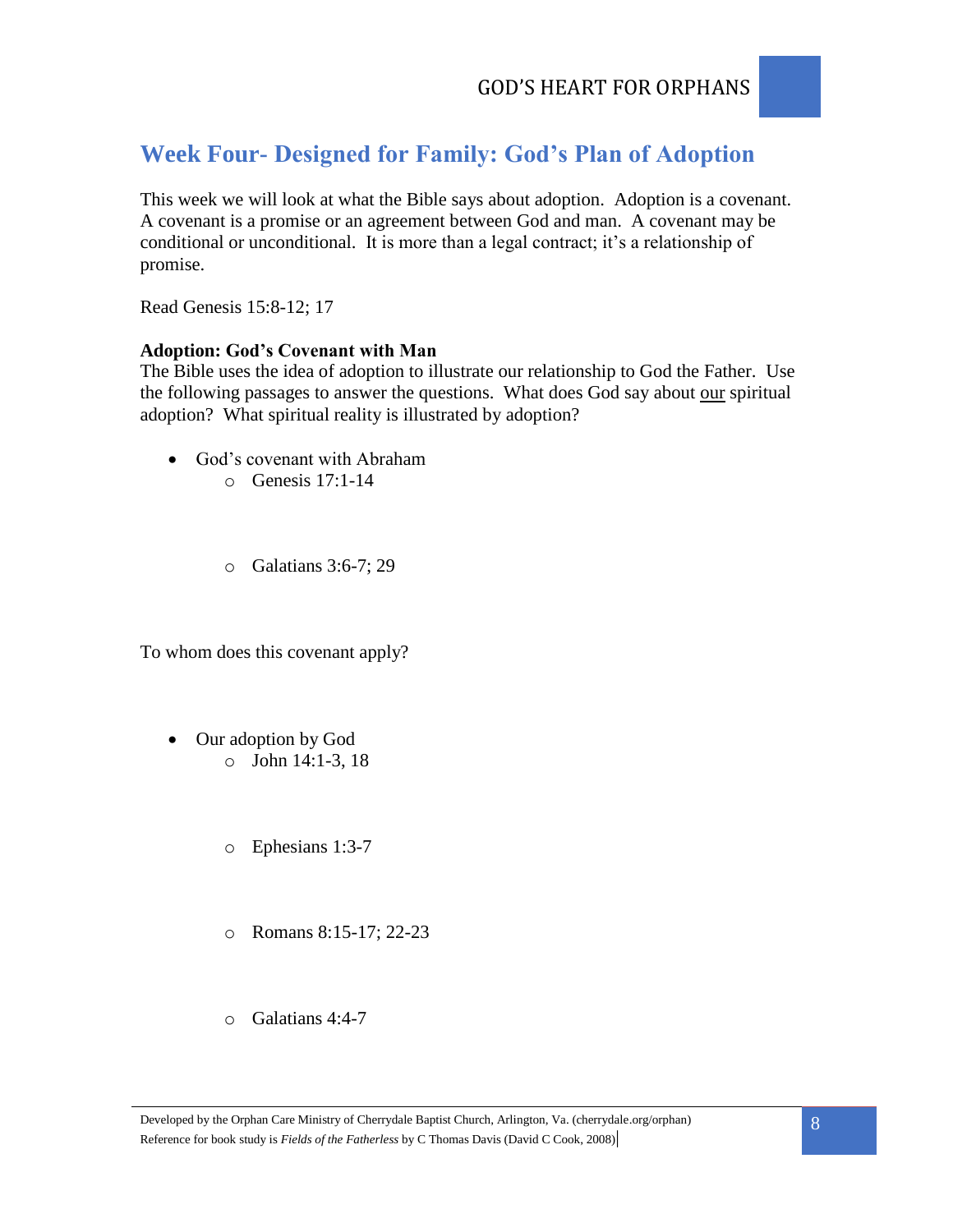## Week Four- Designed for Family: God's Plan of Adoption

This week we will look at what the Bible says about adoption. Adoption is a covenant. A covenant is a promise or an agreement between God and man. A covenant may be conditional or unconditional. It is more than a legal contract; it's a relationship of promise.

Read Genesis 15:8-12; 17

**Adoption: God's Covenant with Man**

The Bible uses the idea of adoption to illustrate our relationship to God the Father. Use the following passages to answer the questions. What does God say about <u>our</u> spiritual adoption? What spiritual reality is illustrated by adoption?

- God's covenant with Abraham
  - Genesis 17:1-14
  - Galatians 3:6-7; 29

To whom does this covenant apply?

- Our adoption by God
  - John 14:1-3, 18
  - Ephesians 1:3-7
  - Romans 8:15-17; 22-23
  - Galatians 4:4-7

Developed by the Orphan Care Ministry of Cherrydale Baptist Church, Arlington, Va. (cherrydale.org/orphan)
Reference for book study is *Fields of the Fatherless* by C Thomas Davis (David C Cook, 2008)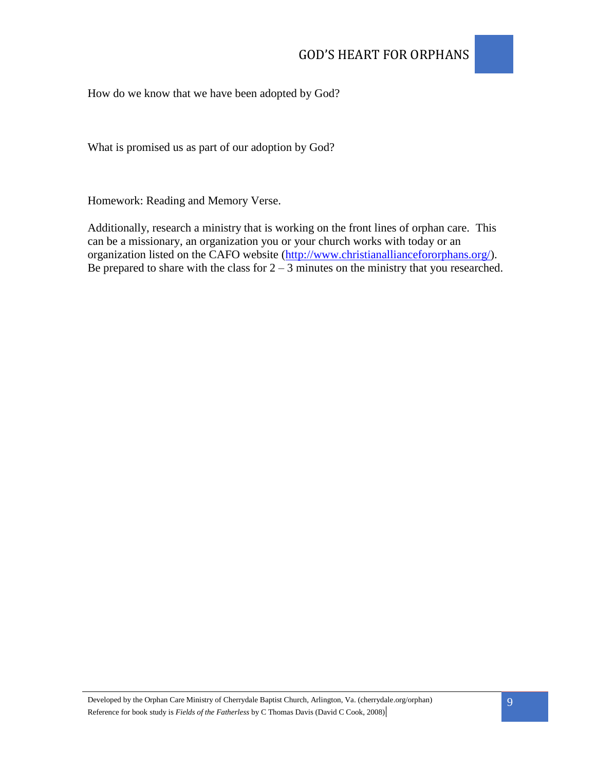How do we know that we have been adopted by God?

What is promised us as part of our adoption by God?

Homework: Reading and Memory Verse.

Additionally, research a ministry that is working on the front lines of orphan care. This can be a missionary, an organization you or your church works with today or an organization listed on the CAFO website (http://www.christianallianceforophans.org/). Be prepared to share with the class for 2 – 3 minutes on the ministry that you researched.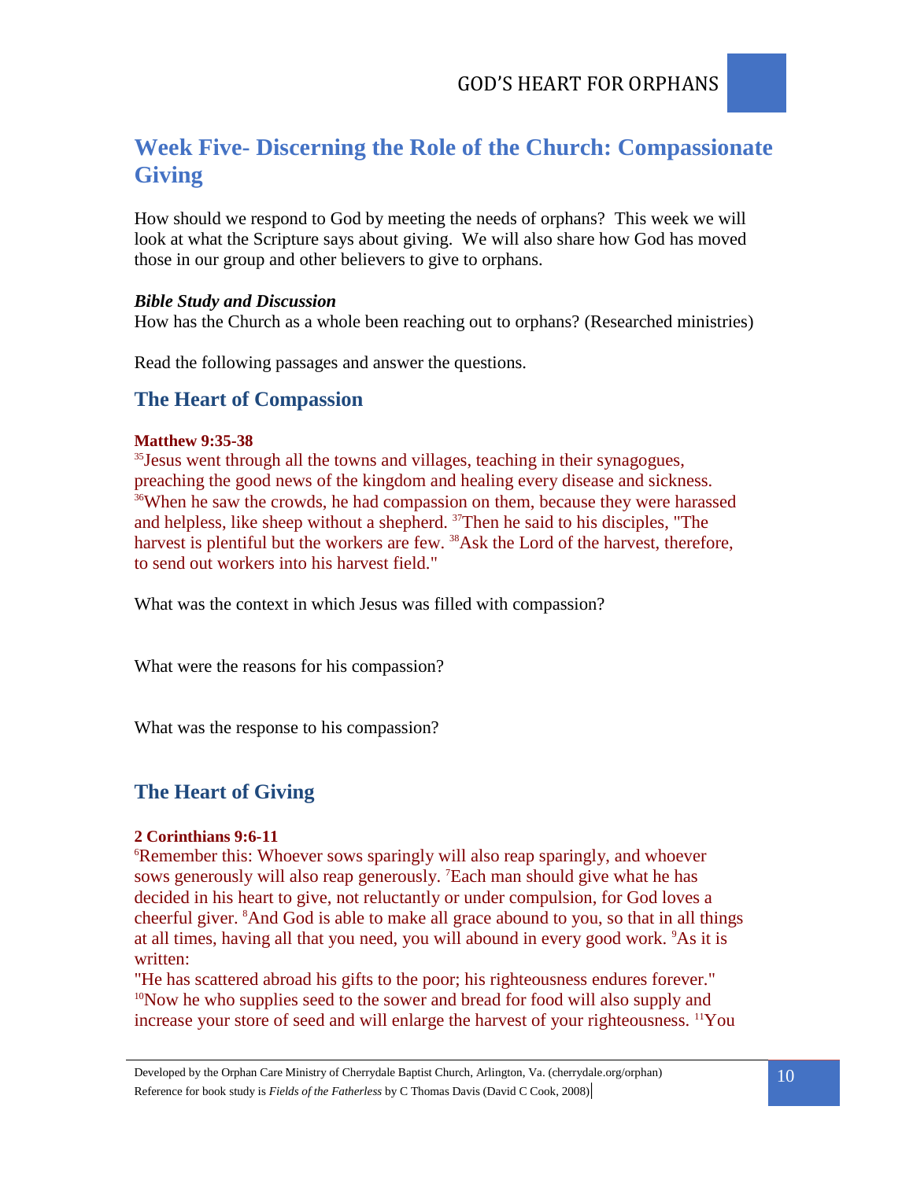## Week Five- Discerning the Role of the Church: Compassionate Giving

How should we respond to God by meeting the needs of orphans? This week we will look at what the Scripture says about giving. We will also share how God has moved those in our group and other believers to give to orphans.

***Bible Study and Discussion***
How has the Church as a whole been reaching out to orphans? (Researched ministries)

Read the following passages and answer the questions.

### The Heart of Compassion

**Matthew 9:35-38**
[35]Jesus went through all the towns and villages, teaching in their synagogues, preaching the good news of the kingdom and healing every disease and sickness. [36]When he saw the crowds, he had compassion on them, because they were harassed and helpless, like sheep without a shepherd. [37]Then he said to his disciples, "The harvest is plentiful but the workers are few. [38]Ask the Lord of the harvest, therefore, to send out workers into his harvest field."

What was the context in which Jesus was filled with compassion?

What were the reasons for his compassion?

What was the response to his compassion?

### The Heart of Giving

**2 Corinthians 9:6-11**
[6]Remember this: Whoever sows sparingly will also reap sparingly, and whoever sows generously will also reap generously. [7]Each man should give what he has decided in his heart to give, not reluctantly or under compulsion, for God loves a cheerful giver. [8]And God is able to make all grace abound to you, so that in all things at all times, having all that you need, you will abound in every good work. [9]As it is written:
"He has scattered abroad his gifts to the poor; his righteousness endures forever."
[10]Now he who supplies seed to the sower and bread for food will also supply and increase your store of seed and will enlarge the harvest of your righteousness. [11]You

Developed by the Orphan Care Ministry of Cherrydale Baptist Church, Arlington, Va. (cherrydale.org/orphan)
Reference for book study is *Fields of the Fatherless* by C Thomas Davis (David C Cook, 2008)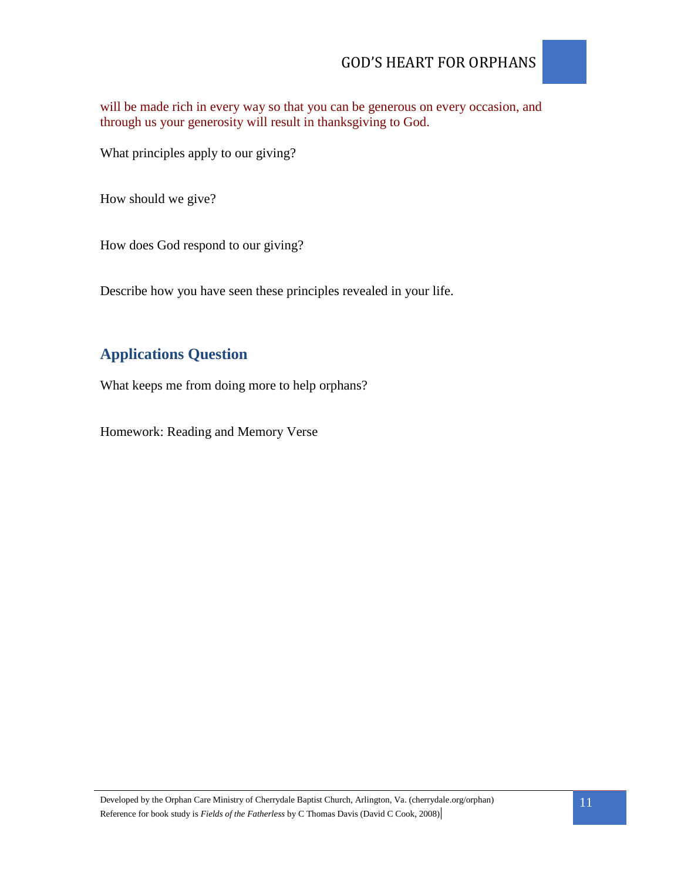will be made rich in every way so that you can be generous on every occasion, and through us your generosity will result in thanksgiving to God.

What principles apply to our giving?

How should we give?

How does God respond to our giving?

Describe how you have seen these principles revealed in your life.

## Applications Question

What keeps me from doing more to help orphans?

Homework: Reading and Memory Verse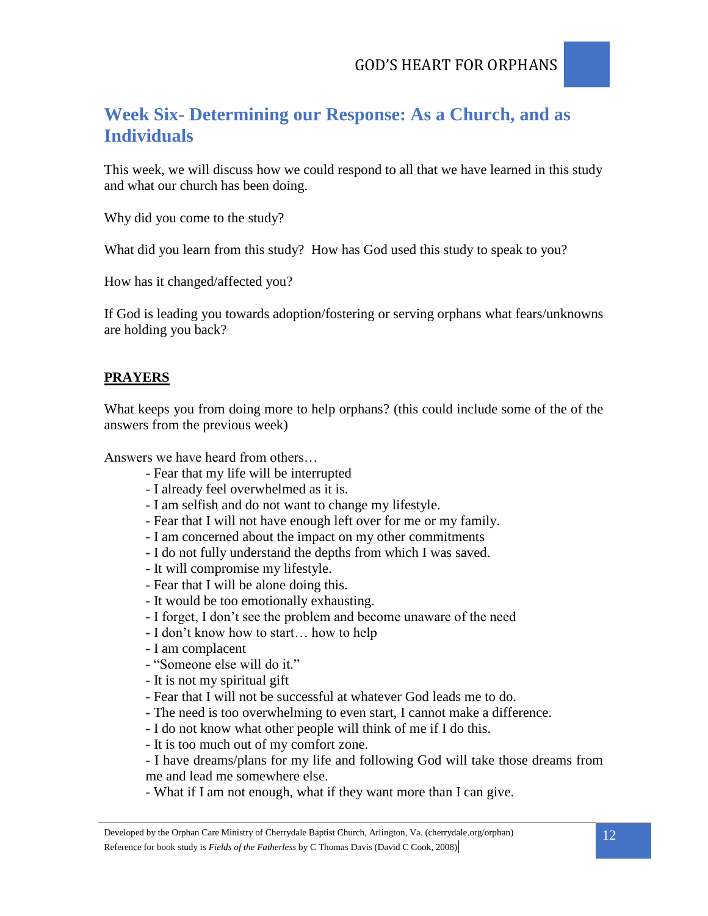## Week Six- Determining our Response: As a Church, and as Individuals

This week, we will discuss how we could respond to all that we have learned in this study and what our church has been doing.

Why did you come to the study?

What did you learn from this study? How has God used this study to speak to you?

How has it changed/affected you?

If God is leading you towards adoption/fostering or serving orphans what fears/unknowns are holding you back?

**<u>PRAYERS</u>**

What keeps you from doing more to help orphans? (this could include some of the of the answers from the previous week)

Answers we have heard from others…

- Fear that my life will be interrupted
- I already feel overwhelmed as it is.
- I am selfish and do not want to change my lifestyle.
- Fear that I will not have enough left over for me or my family.
- I am concerned about the impact on my other commitments
- I do not fully understand the depths from which I was saved.
- It will compromise my lifestyle.
- Fear that I will be alone doing this.
- It would be too emotionally exhausting.
- I forget, I don't see the problem and become unaware of the need
- I don't know how to start… how to help
- I am complacent
- "Someone else will do it."
- It is not my spiritual gift
- Fear that I will not be successful at whatever God leads me to do.
- The need is too overwhelming to even start, I cannot make a difference.
- I do not know what other people will think of me if I do this.
- It is too much out of my comfort zone.
- I have dreams/plans for my life and following God will take those dreams from me and lead me somewhere else.
- What if I am not enough, what if they want more than I can give.

Developed by the Orphan Care Ministry of Cherrydale Baptist Church, Arlington, Va. (cherrydale.org/orphan)
Reference for book study is *Fields of the Fatherless* by C Thomas Davis (David C Cook, 2008)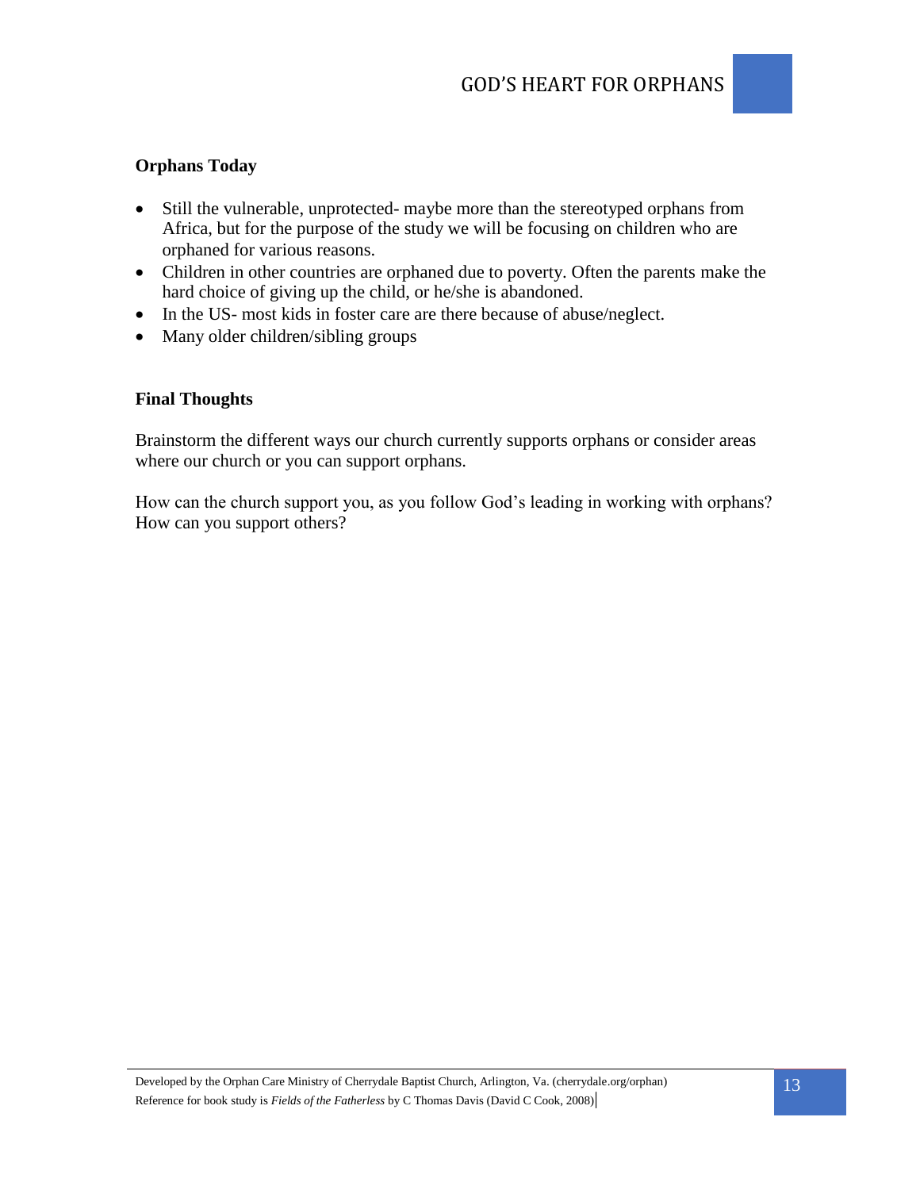**Orphans Today**

- Still the vulnerable, unprotected- maybe more than the stereotyped orphans from Africa, but for the purpose of the study we will be focusing on children who are orphaned for various reasons.
- Children in other countries are orphaned due to poverty. Often the parents make the hard choice of giving up the child, or he/she is abandoned.
- In the US- most kids in foster care are there because of abuse/neglect.
- Many older children/sibling groups

**Final Thoughts**

Brainstorm the different ways our church currently supports orphans or consider areas where our church or you can support orphans.

How can the church support you, as you follow God's leading in working with orphans? How can you support others?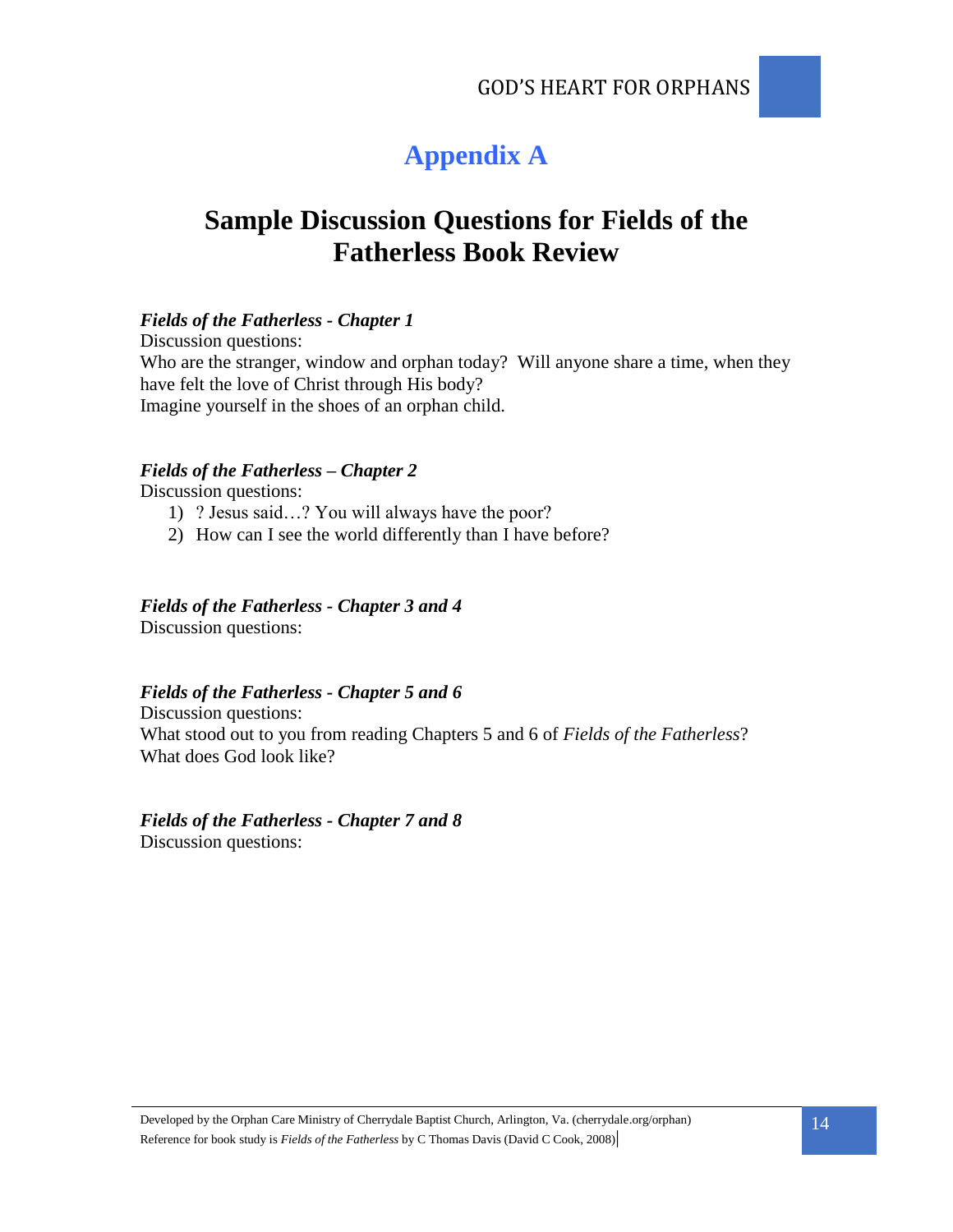# Appendix A

## Sample Discussion Questions for Fields of the Fatherless Book Review

***Fields of the Fatherless - Chapter 1***

Discussion questions:

Who are the stranger, window and orphan today? Will anyone share a time, when they have felt the love of Christ through His body?

Imagine yourself in the shoes of an orphan child.

***Fields of the Fatherless – Chapter 2***

Discussion questions:

1) ? Jesus said…? You will always have the poor?
2) How can I see the world differently than I have before?

***Fields of the Fatherless - Chapter 3 and 4***

Discussion questions:

***Fields of the Fatherless - Chapter 5 and 6***

Discussion questions:

What stood out to you from reading Chapters 5 and 6 of *Fields of the Fatherless*?

What does God look like?

***Fields of the Fatherless - Chapter 7 and 8***

Discussion questions: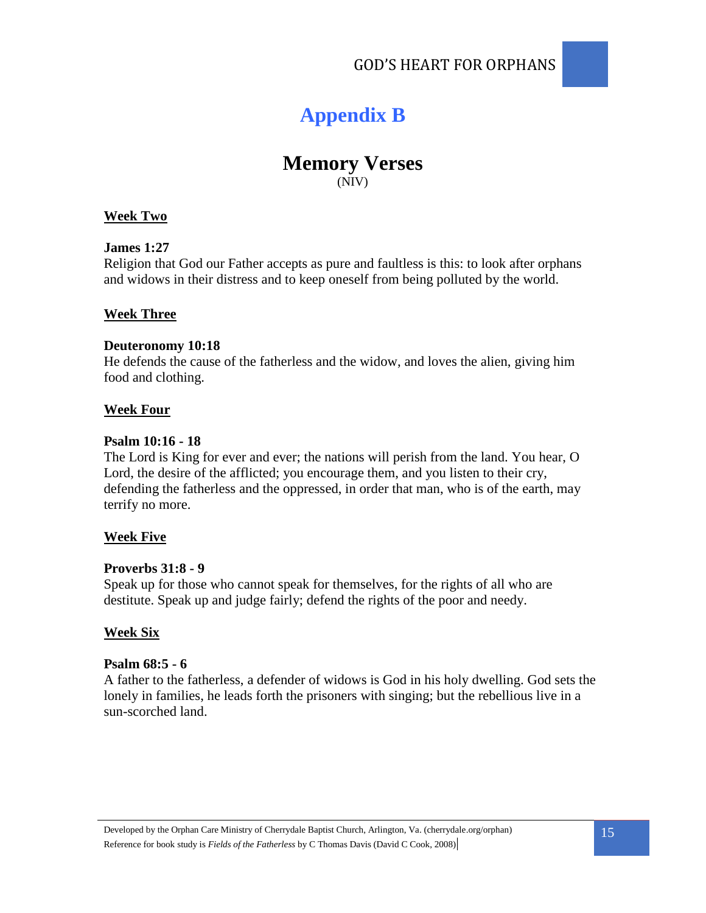# Appendix B

## Memory Verses

(NIV)

**Week Two**

**James 1:27**

Religion that God our Father accepts as pure and faultless is this: to look after orphans and widows in their distress and to keep oneself from being polluted by the world.

**Week Three**

**Deuteronomy 10:18**

He defends the cause of the fatherless and the widow, and loves the alien, giving him food and clothing.

**Week Four**

**Psalm 10:16 - 18**

The Lord is King for ever and ever; the nations will perish from the land. You hear, O Lord, the desire of the afflicted; you encourage them, and you listen to their cry, defending the fatherless and the oppressed, in order that man, who is of the earth, may terrify no more.

**Week Five**

**Proverbs 31:8 - 9**

Speak up for those who cannot speak for themselves, for the rights of all who are destitute. Speak up and judge fairly; defend the rights of the poor and needy.

**Week Six**

**Psalm 68:5 - 6**

A father to the fatherless, a defender of widows is God in his holy dwelling. God sets the lonely in families, he leads forth the prisoners with singing; but the rebellious live in a sun-scorched land.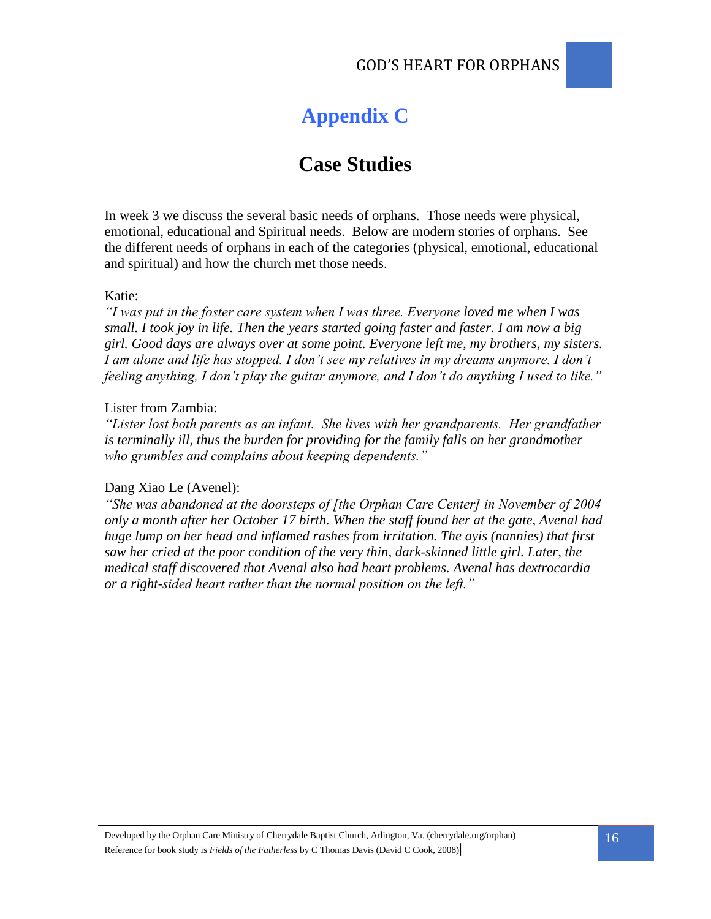# Appendix C

## Case Studies

In week 3 we discuss the several basic needs of orphans. Those needs were physical, emotional, educational and Spiritual needs. Below are modern stories of orphans. See the different needs of orphans in each of the categories (physical, emotional, educational and spiritual) and how the church met those needs.

Katie:

*"I was put in the foster care system when I was three. Everyone loved me when I was small. I took joy in life. Then the years started going faster and faster. I am now a big girl. Good days are always over at some point. Everyone left me, my brothers, my sisters. I am alone and life has stopped. I don't see my relatives in my dreams anymore. I don't feeling anything, I don't play the guitar anymore, and I don't do anything I used to like."*

Lister from Zambia:

*"Lister lost both parents as an infant. She lives with her grandparents. Her grandfather is terminally ill, thus the burden for providing for the family falls on her grandmother who grumbles and complains about keeping dependents."*

Dang Xiao Le (Avenel):

*"She was abandoned at the doorsteps of [the Orphan Care Center] in November of 2004 only a month after her October 17 birth. When the staff found her at the gate, Avenal had huge lump on her head and inflamed rashes from irritation. The ayis (nannies) that first saw her cried at the poor condition of the very thin, dark-skinned little girl. Later, the medical staff discovered that Avenal also had heart problems. Avenal has dextrocardia or a right-sided heart rather than the normal position on the left."*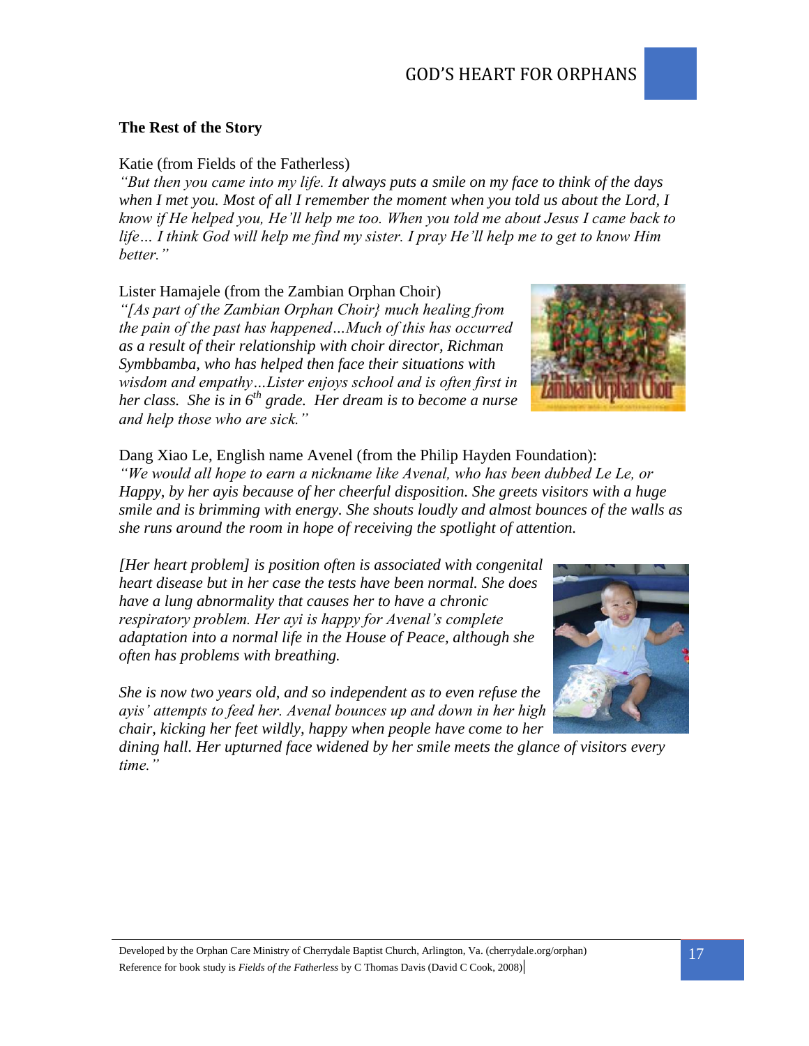**The Rest of the Story**

Katie (from Fields of the Fatherless)

*"But then you came into my life. It always puts a smile on my face to think of the days when I met you. Most of all I remember the moment when you told us about the Lord, I know if He helped you, He'll help me too. When you told me about Jesus I came back to life… I think God will help me find my sister. I pray He'll help me to get to know Him better."*

Lister Hamajele (from the Zambian Orphan Choir)

*"[As part of the Zambian Orphan Choir} much healing from the pain of the past has happened…Much of this has occurred as a result of their relationship with choir director, Richman Symbbamba, who has helped then face their situations with wisdom and empathy…Lister enjoys school and is often first in her class. She is in 6th grade. Her dream is to become a nurse and help those who are sick."*

Dang Xiao Le, English name Avenel (from the Philip Hayden Foundation):

*"We would all hope to earn a nickname like Avenal, who has been dubbed Le Le, or Happy, by her ayis because of her cheerful disposition. She greets visitors with a huge smile and is brimming with energy. She shouts loudly and almost bounces of the walls as she runs around the room in hope of receiving the spotlight of attention.*

*[Her heart problem] is position often is associated with congenital heart disease but in her case the tests have been normal. She does have a lung abnormality that causes her to have a chronic respiratory problem. Her ayi is happy for Avenal's complete adaptation into a normal life in the House of Peace, although she often has problems with breathing.*

*She is now two years old, and so independent as to even refuse the ayis' attempts to feed her. Avenal bounces up and down in her high chair, kicking her feet wildly, happy when people have come to her dining hall. Her upturned face widened by her smile meets the glance of visitors every time."*

Developed by the Orphan Care Ministry of Cherrydale Baptist Church, Arlington, Va. (cherrydale.org/orphan)
Reference for book study is *Fields of the Fatherless* by C Thomas Davis (David C Cook, 2008)